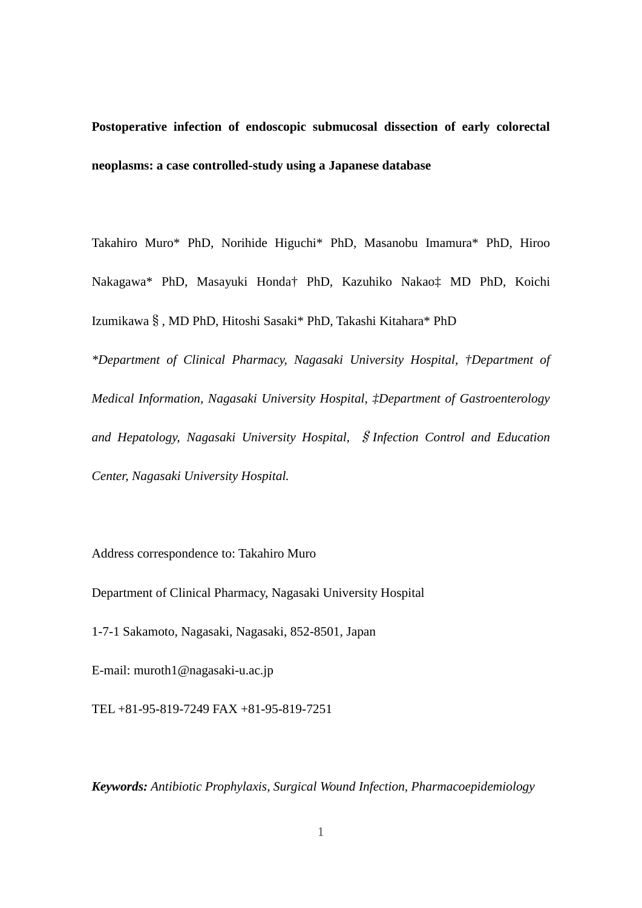**Postoperative infection of endoscopic submucosal dissection of early colorectal neoplasms: a case controlled-study using a Japanese database**

Takahiro Muro* PhD, Norihide Higuchi* PhD, Masanobu Imamura* PhD, Hiroo Nakagawa* PhD, Masayuki Honda† PhD, Kazuhiko Nakao‡ MD PhD, Koichi Izumikawa§, MD PhD, Hitoshi Sasaki* PhD, Takashi Kitahara* PhD

*\*Department of Clinical Pharmacy, Nagasaki University Hospital, †Department of Medical Information, Nagasaki University Hospital, ‡Department of Gastroenterology and Hepatology, Nagasaki University Hospital, §Infection Control and Education Center, Nagasaki University Hospital.*

Address correspondence to: Takahiro Muro

Department of Clinical Pharmacy, Nagasaki University Hospital

1-7-1 Sakamoto, Nagasaki, Nagasaki, 852-8501, Japan

E-mail: muroth1@nagasaki-u.ac.jp

TEL +81-95-819-7249 FAX +81-95-819-7251

***Keywords:*** *Antibiotic Prophylaxis, Surgical Wound Infection, Pharmacoepidemiology*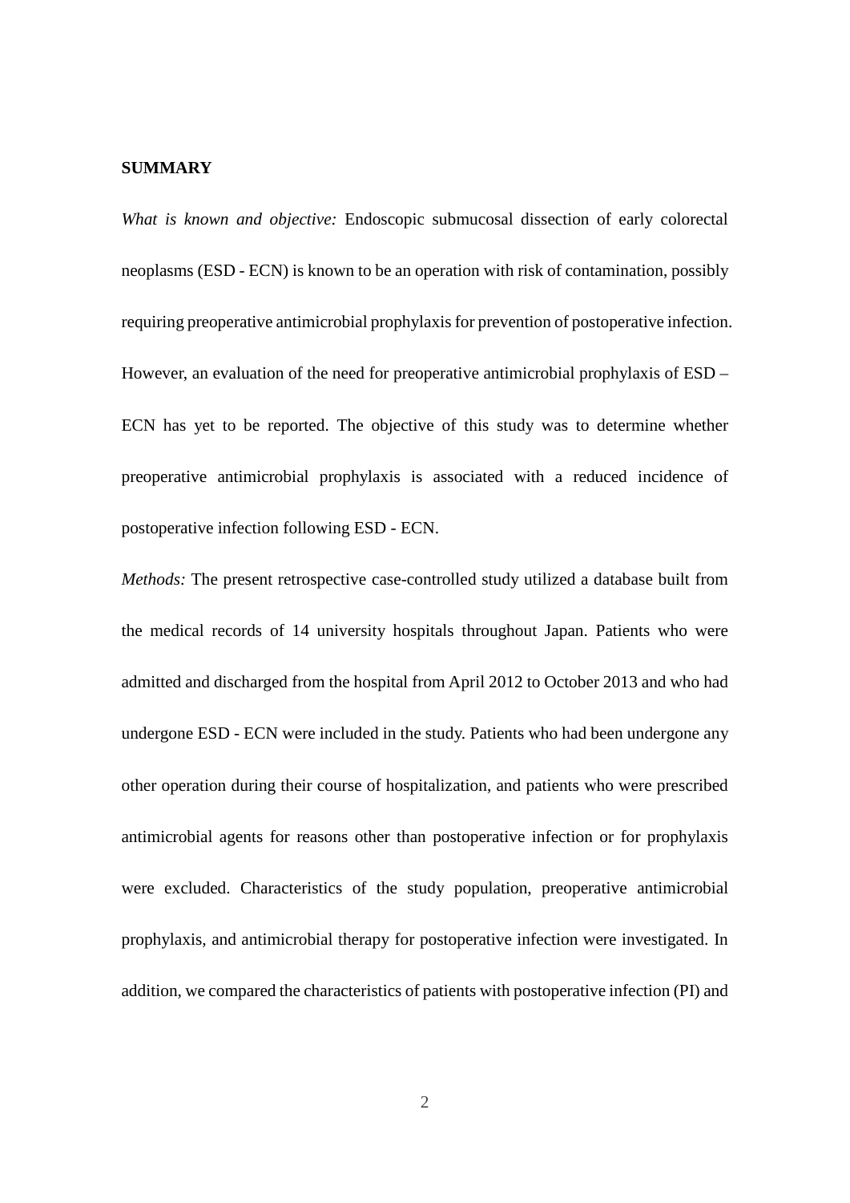**SUMMARY**

*What is known and objective:* Endoscopic submucosal dissection of early colorectal neoplasms (ESD - ECN) is known to be an operation with risk of contamination, possibly requiring preoperative antimicrobial prophylaxis for prevention of postoperative infection. However, an evaluation of the need for preoperative antimicrobial prophylaxis of ESD – ECN has yet to be reported. The objective of this study was to determine whether preoperative antimicrobial prophylaxis is associated with a reduced incidence of postoperative infection following ESD - ECN.

*Methods:* The present retrospective case-controlled study utilized a database built from the medical records of 14 university hospitals throughout Japan. Patients who were admitted and discharged from the hospital from April 2012 to October 2013 and who had undergone ESD - ECN were included in the study. Patients who had been undergone any other operation during their course of hospitalization, and patients who were prescribed antimicrobial agents for reasons other than postoperative infection or for prophylaxis were excluded. Characteristics of the study population, preoperative antimicrobial prophylaxis, and antimicrobial therapy for postoperative infection were investigated. In addition, we compared the characteristics of patients with postoperative infection (PI) and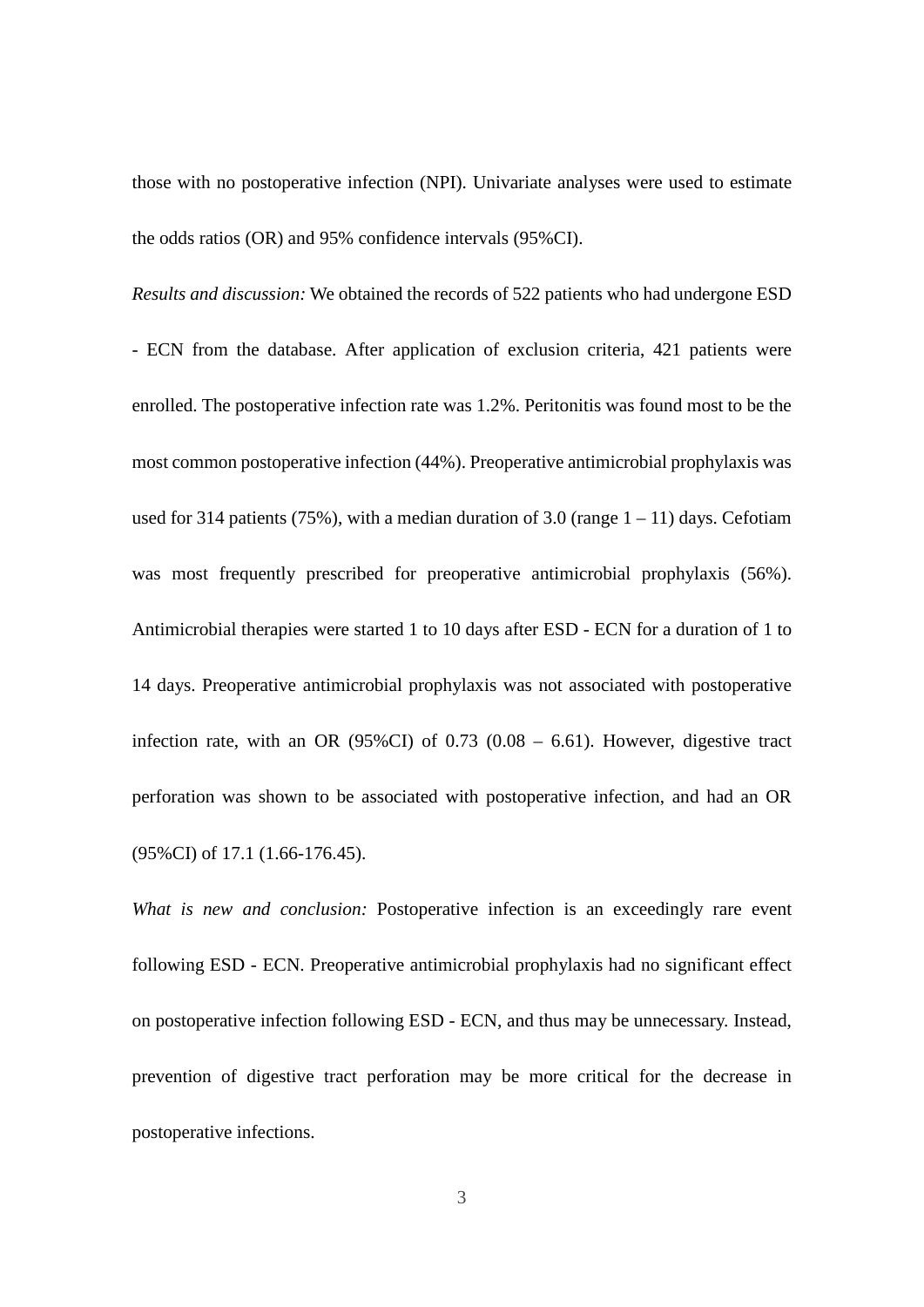those with no postoperative infection (NPI). Univariate analyses were used to estimate the odds ratios (OR) and 95% confidence intervals (95%CI).

*Results and discussion:* We obtained the records of 522 patients who had undergone ESD - ECN from the database. After application of exclusion criteria, 421 patients were enrolled. The postoperative infection rate was 1.2%. Peritonitis was found most to be the most common postoperative infection (44%). Preoperative antimicrobial prophylaxis was used for 314 patients (75%), with a median duration of 3.0 (range 1 – 11) days. Cefotiam was most frequently prescribed for preoperative antimicrobial prophylaxis (56%). Antimicrobial therapies were started 1 to 10 days after ESD - ECN for a duration of 1 to 14 days. Preoperative antimicrobial prophylaxis was not associated with postoperative infection rate, with an OR (95%CI) of 0.73 (0.08 – 6.61). However, digestive tract perforation was shown to be associated with postoperative infection, and had an OR (95%CI) of 17.1 (1.66-176.45).

*What is new and conclusion:* Postoperative infection is an exceedingly rare event following ESD - ECN. Preoperative antimicrobial prophylaxis had no significant effect on postoperative infection following ESD - ECN, and thus may be unnecessary. Instead, prevention of digestive tract perforation may be more critical for the decrease in postoperative infections.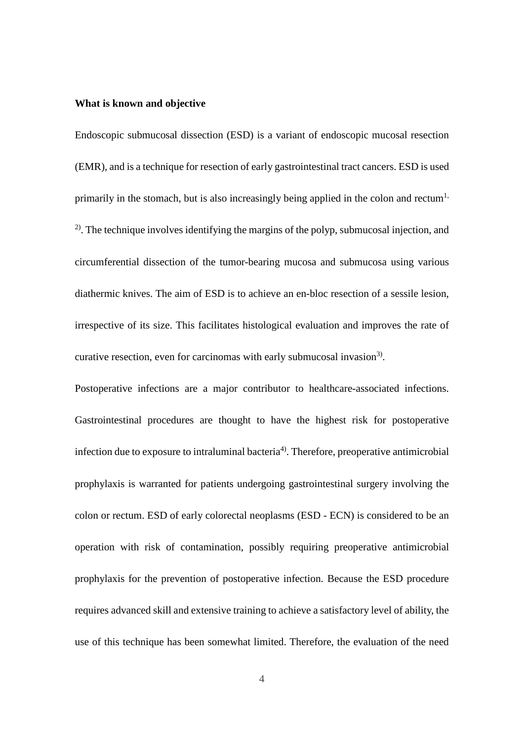**What is known and objective**

Endoscopic submucosal dissection (ESD) is a variant of endoscopic mucosal resection (EMR), and is a technique for resection of early gastrointestinal tract cancers. ESD is used primarily in the stomach, but is also increasingly being applied in the colon and rectum[1, 2]. The technique involves identifying the margins of the polyp, submucosal injection, and circumferential dissection of the tumor-bearing mucosa and submucosa using various diathermic knives. The aim of ESD is to achieve an en-bloc resection of a sessile lesion, irrespective of its size. This facilitates histological evaluation and improves the rate of curative resection, even for carcinomas with early submucosal invasion[3].

Postoperative infections are a major contributor to healthcare-associated infections. Gastrointestinal procedures are thought to have the highest risk for postoperative infection due to exposure to intraluminal bacteria[4]. Therefore, preoperative antimicrobial prophylaxis is warranted for patients undergoing gastrointestinal surgery involving the colon or rectum. ESD of early colorectal neoplasms (ESD - ECN) is considered to be an operation with risk of contamination, possibly requiring preoperative antimicrobial prophylaxis for the prevention of postoperative infection. Because the ESD procedure requires advanced skill and extensive training to achieve a satisfactory level of ability, the use of this technique has been somewhat limited. Therefore, the evaluation of the need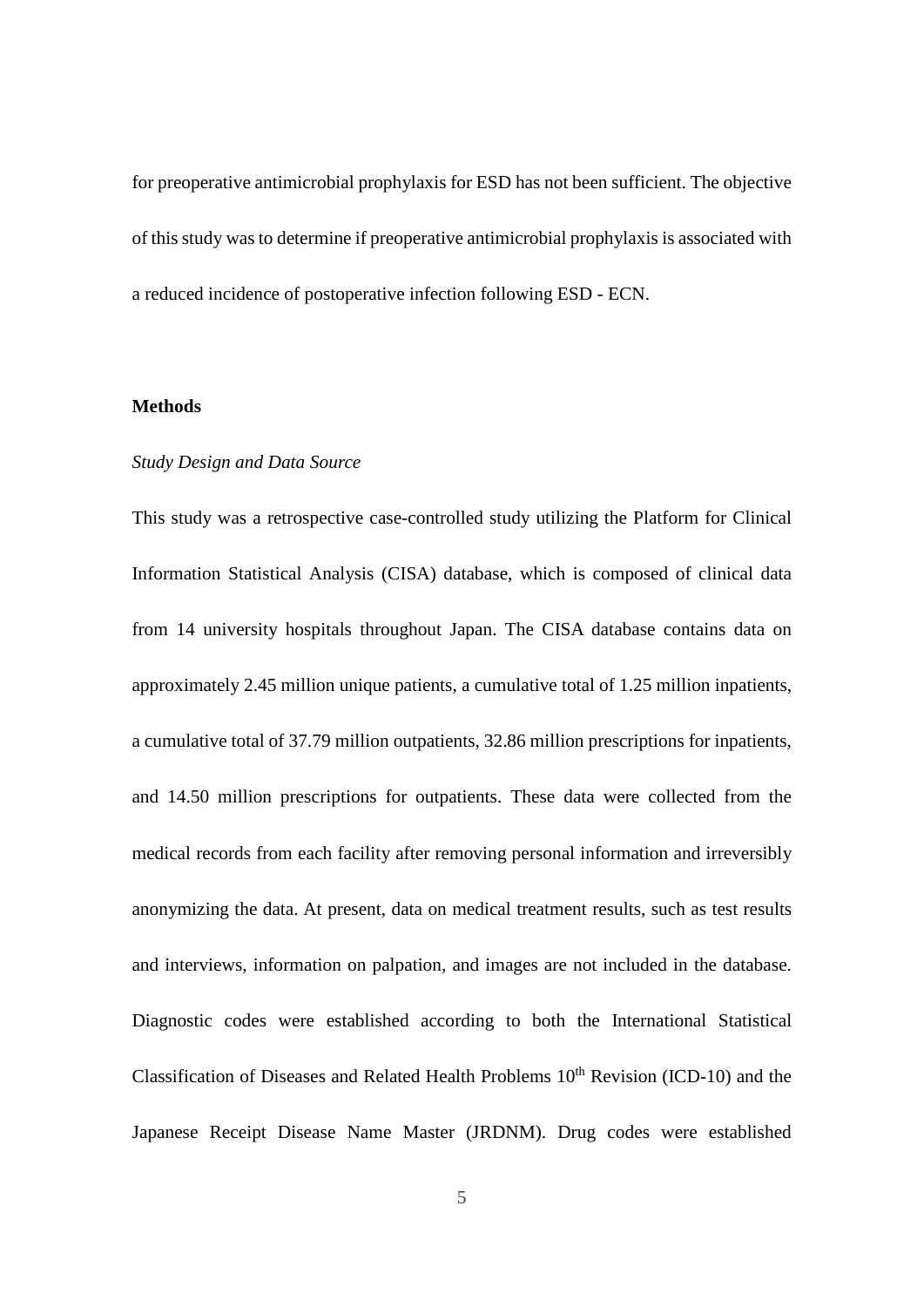for preoperative antimicrobial prophylaxis for ESD has not been sufficient. The objective of this study was to determine if preoperative antimicrobial prophylaxis is associated with a reduced incidence of postoperative infection following ESD - ECN.

## Methods

### *Study Design and Data Source*

This study was a retrospective case-controlled study utilizing the Platform for Clinical Information Statistical Analysis (CISA) database, which is composed of clinical data from 14 university hospitals throughout Japan. The CISA database contains data on approximately 2.45 million unique patients, a cumulative total of 1.25 million inpatients, a cumulative total of 37.79 million outpatients, 32.86 million prescriptions for inpatients, and 14.50 million prescriptions for outpatients. These data were collected from the medical records from each facility after removing personal information and irreversibly anonymizing the data. At present, data on medical treatment results, such as test results and interviews, information on palpation, and images are not included in the database. Diagnostic codes were established according to both the International Statistical Classification of Diseases and Related Health Problems 10$^{th}$ Revision (ICD-10) and the Japanese Receipt Disease Name Master (JRDNM). Drug codes were established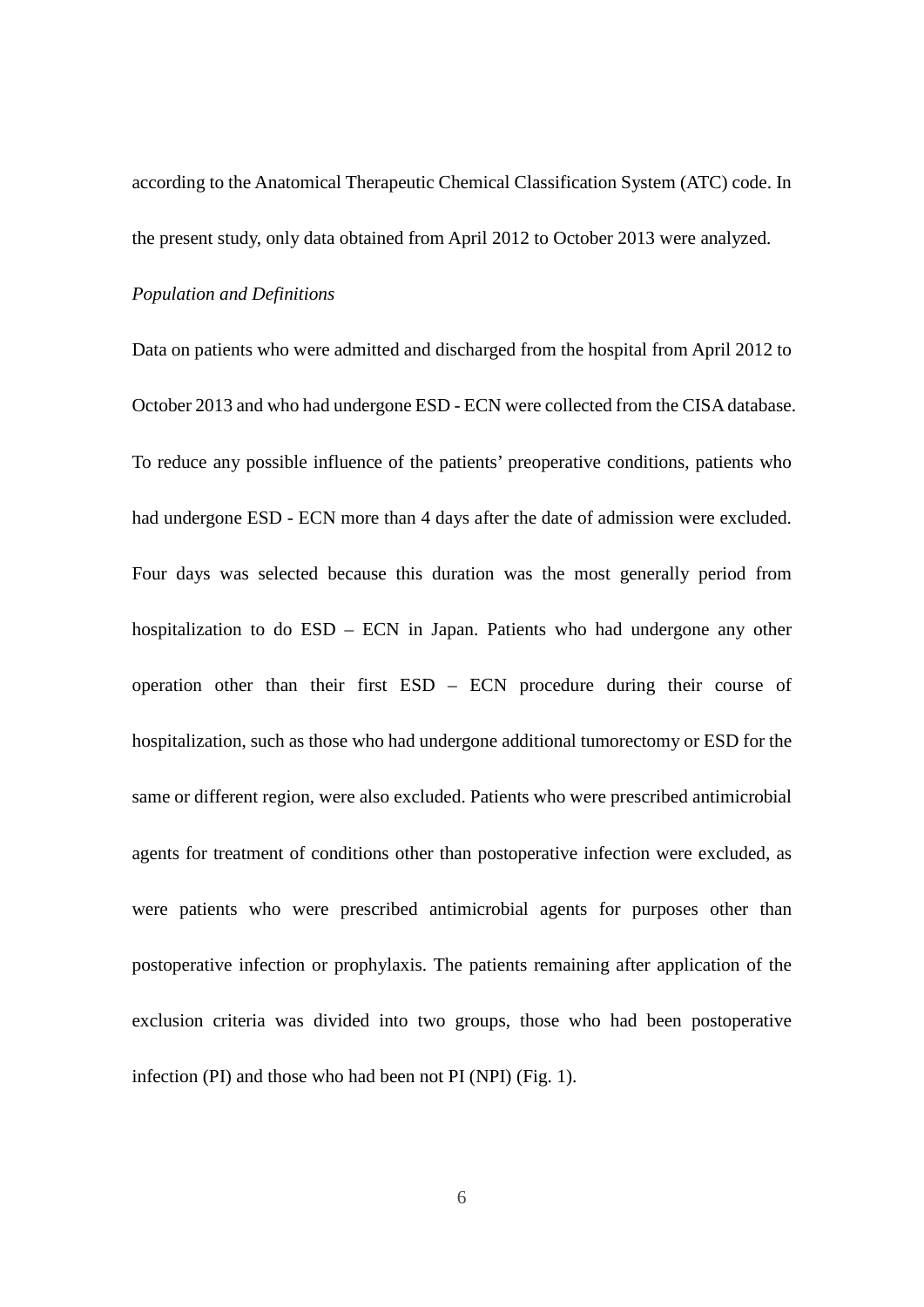according to the Anatomical Therapeutic Chemical Classification System (ATC) code. In the present study, only data obtained from April 2012 to October 2013 were analyzed.

*Population and Definitions*

Data on patients who were admitted and discharged from the hospital from April 2012 to October 2013 and who had undergone ESD - ECN were collected from the CISA database. To reduce any possible influence of the patients' preoperative conditions, patients who had undergone ESD - ECN more than 4 days after the date of admission were excluded. Four days was selected because this duration was the most generally period from hospitalization to do ESD – ECN in Japan. Patients who had undergone any other operation other than their first ESD – ECN procedure during their course of hospitalization, such as those who had undergone additional tumorectomy or ESD for the same or different region, were also excluded. Patients who were prescribed antimicrobial agents for treatment of conditions other than postoperative infection were excluded, as were patients who were prescribed antimicrobial agents for purposes other than postoperative infection or prophylaxis. The patients remaining after application of the exclusion criteria was divided into two groups, those who had been postoperative infection (PI) and those who had been not PI (NPI) (Fig. 1).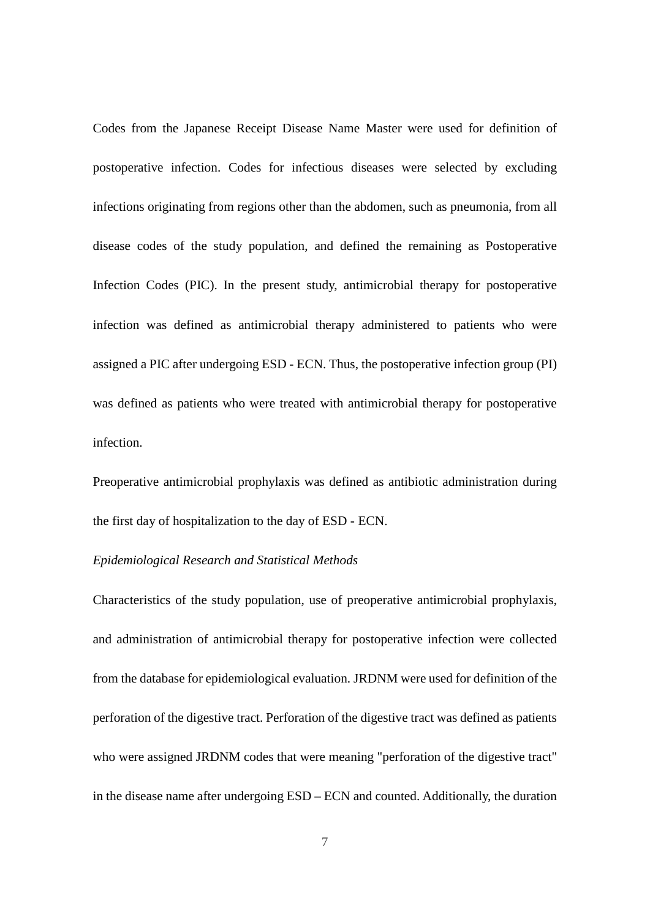Codes from the Japanese Receipt Disease Name Master were used for definition of postoperative infection. Codes for infectious diseases were selected by excluding infections originating from regions other than the abdomen, such as pneumonia, from all disease codes of the study population, and defined the remaining as Postoperative Infection Codes (PIC). In the present study, antimicrobial therapy for postoperative infection was defined as antimicrobial therapy administered to patients who were assigned a PIC after undergoing ESD - ECN. Thus, the postoperative infection group (PI) was defined as patients who were treated with antimicrobial therapy for postoperative infection.

Preoperative antimicrobial prophylaxis was defined as antibiotic administration during the first day of hospitalization to the day of ESD - ECN.

*Epidemiological Research and Statistical Methods*

Characteristics of the study population, use of preoperative antimicrobial prophylaxis, and administration of antimicrobial therapy for postoperative infection were collected from the database for epidemiological evaluation. JRDNM were used for definition of the perforation of the digestive tract. Perforation of the digestive tract was defined as patients who were assigned JRDNM codes that were meaning "perforation of the digestive tract" in the disease name after undergoing ESD – ECN and counted. Additionally, the duration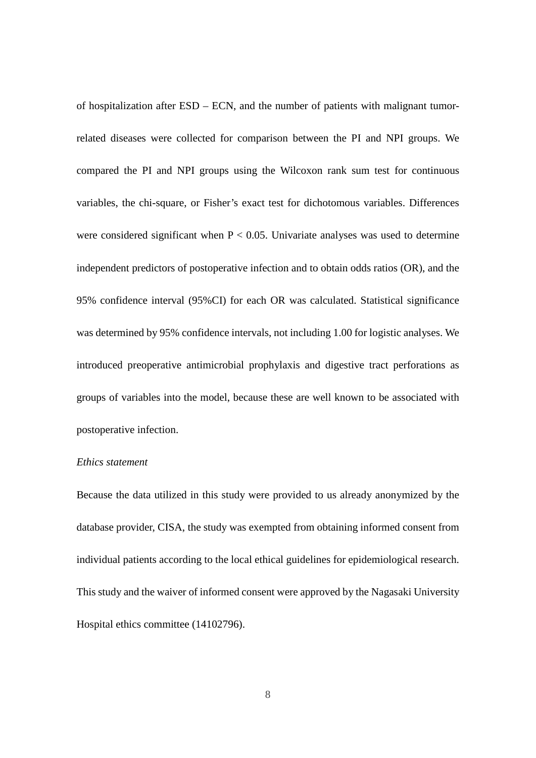of hospitalization after ESD – ECN, and the number of patients with malignant tumor-related diseases were collected for comparison between the PI and NPI groups. We compared the PI and NPI groups using the Wilcoxon rank sum test for continuous variables, the chi-square, or Fisher's exact test for dichotomous variables. Differences were considered significant when $P < 0.05$. Univariate analyses was used to determine independent predictors of postoperative infection and to obtain odds ratios (OR), and the 95% confidence interval (95%CI) for each OR was calculated. Statistical significance was determined by 95% confidence intervals, not including 1.00 for logistic analyses. We introduced preoperative antimicrobial prophylaxis and digestive tract perforations as groups of variables into the model, because these are well known to be associated with postoperative infection.

*Ethics statement*

Because the data utilized in this study were provided to us already anonymized by the database provider, CISA, the study was exempted from obtaining informed consent from individual patients according to the local ethical guidelines for epidemiological research. This study and the waiver of informed consent were approved by the Nagasaki University Hospital ethics committee (14102796).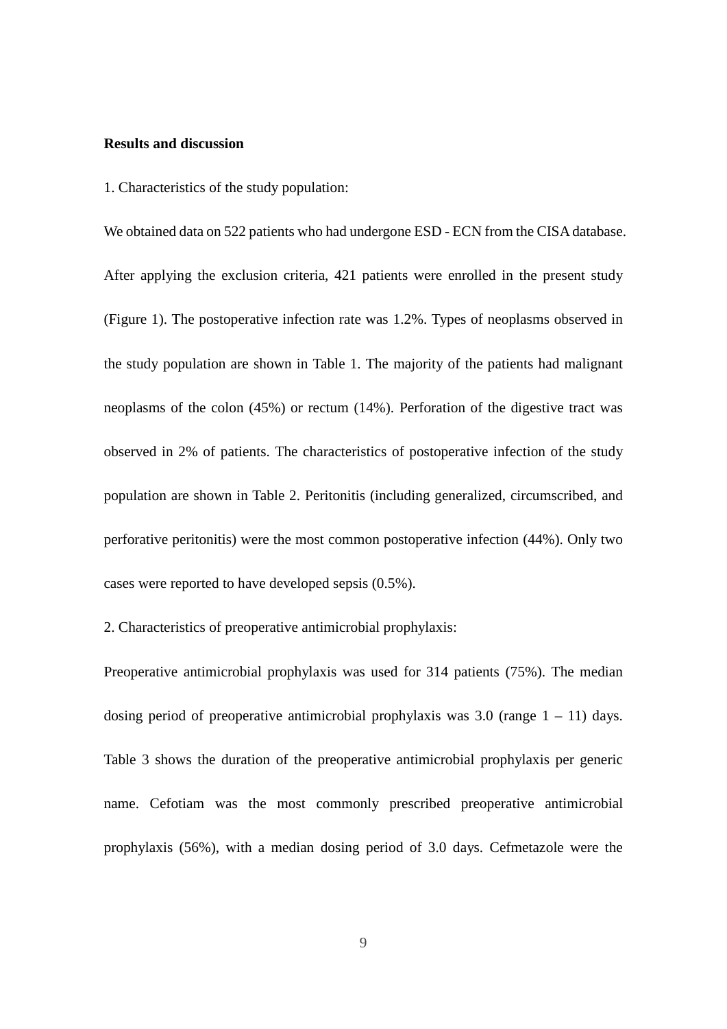**Results and discussion**

1. Characteristics of the study population:

We obtained data on 522 patients who had undergone ESD - ECN from the CISA database. After applying the exclusion criteria, 421 patients were enrolled in the present study (Figure 1). The postoperative infection rate was 1.2%. Types of neoplasms observed in the study population are shown in Table 1. The majority of the patients had malignant neoplasms of the colon (45%) or rectum (14%). Perforation of the digestive tract was observed in 2% of patients. The characteristics of postoperative infection of the study population are shown in Table 2. Peritonitis (including generalized, circumscribed, and perforative peritonitis) were the most common postoperative infection (44%). Only two cases were reported to have developed sepsis (0.5%).

2. Characteristics of preoperative antimicrobial prophylaxis:

Preoperative antimicrobial prophylaxis was used for 314 patients (75%). The median dosing period of preoperative antimicrobial prophylaxis was 3.0 (range 1 – 11) days. Table 3 shows the duration of the preoperative antimicrobial prophylaxis per generic name. Cefotiam was the most commonly prescribed preoperative antimicrobial prophylaxis (56%), with a median dosing period of 3.0 days. Cefmetazole were the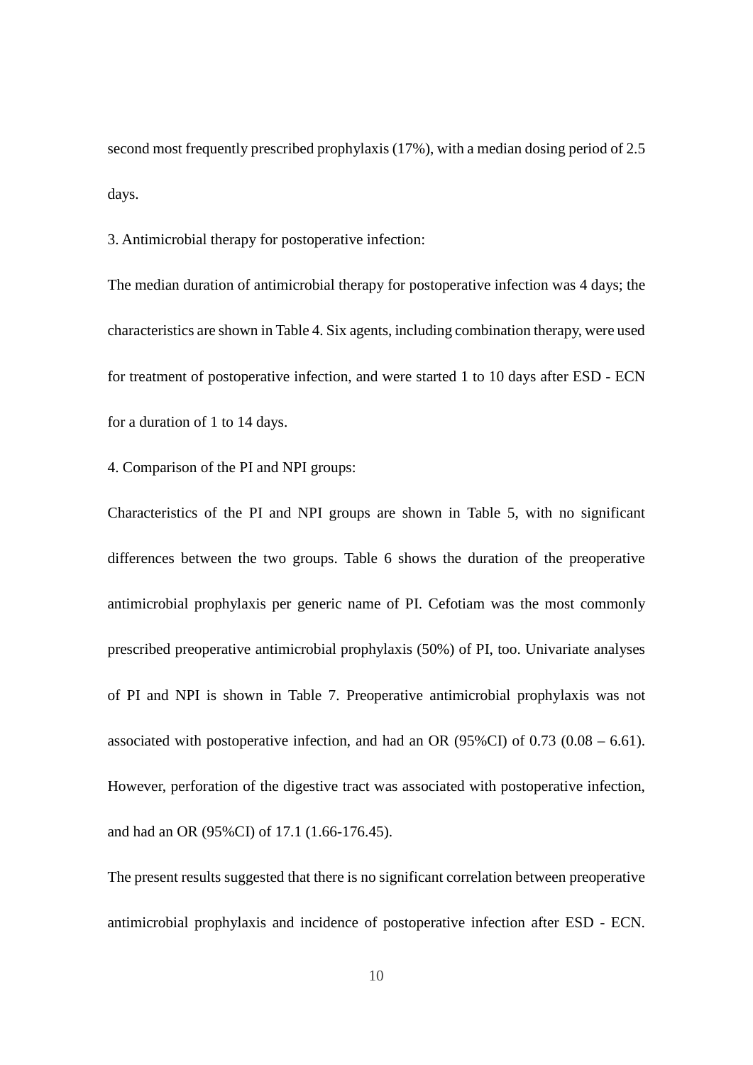second most frequently prescribed prophylaxis (17%), with a median dosing period of 2.5 days.

3. Antimicrobial therapy for postoperative infection:

The median duration of antimicrobial therapy for postoperative infection was 4 days; the characteristics are shown in Table 4. Six agents, including combination therapy, were used for treatment of postoperative infection, and were started 1 to 10 days after ESD - ECN for a duration of 1 to 14 days.

4. Comparison of the PI and NPI groups:

Characteristics of the PI and NPI groups are shown in Table 5, with no significant differences between the two groups. Table 6 shows the duration of the preoperative antimicrobial prophylaxis per generic name of PI. Cefotiam was the most commonly prescribed preoperative antimicrobial prophylaxis (50%) of PI, too. Univariate analyses of PI and NPI is shown in Table 7. Preoperative antimicrobial prophylaxis was not associated with postoperative infection, and had an OR (95%CI) of 0.73 (0.08 – 6.61). However, perforation of the digestive tract was associated with postoperative infection, and had an OR (95%CI) of 17.1 (1.66-176.45).

The present results suggested that there is no significant correlation between preoperative antimicrobial prophylaxis and incidence of postoperative infection after ESD - ECN.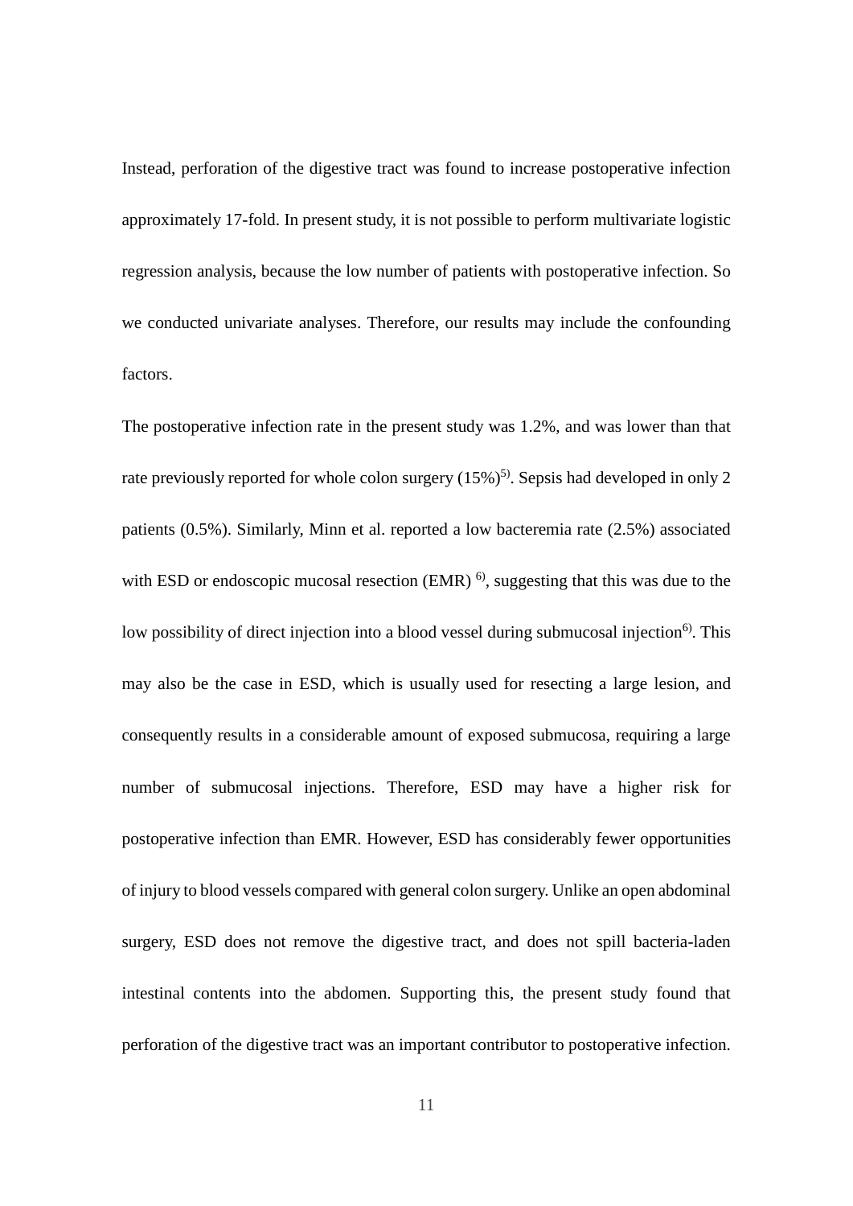Instead, perforation of the digestive tract was found to increase postoperative infection approximately 17-fold. In present study, it is not possible to perform multivariate logistic regression analysis, because the low number of patients with postoperative infection. So we conducted univariate analyses. Therefore, our results may include the confounding factors.

The postoperative infection rate in the present study was 1.2%, and was lower than that rate previously reported for whole colon surgery (15%)[5]. Sepsis had developed in only 2 patients (0.5%). Similarly, Minn et al. reported a low bacteremia rate (2.5%) associated with ESD or endoscopic mucosal resection (EMR) [6], suggesting that this was due to the low possibility of direct injection into a blood vessel during submucosal injection[6]. This may also be the case in ESD, which is usually used for resecting a large lesion, and consequently results in a considerable amount of exposed submucosa, requiring a large number of submucosal injections. Therefore, ESD may have a higher risk for postoperative infection than EMR. However, ESD has considerably fewer opportunities of injury to blood vessels compared with general colon surgery. Unlike an open abdominal surgery, ESD does not remove the digestive tract, and does not spill bacteria-laden intestinal contents into the abdomen. Supporting this, the present study found that perforation of the digestive tract was an important contributor to postoperative infection.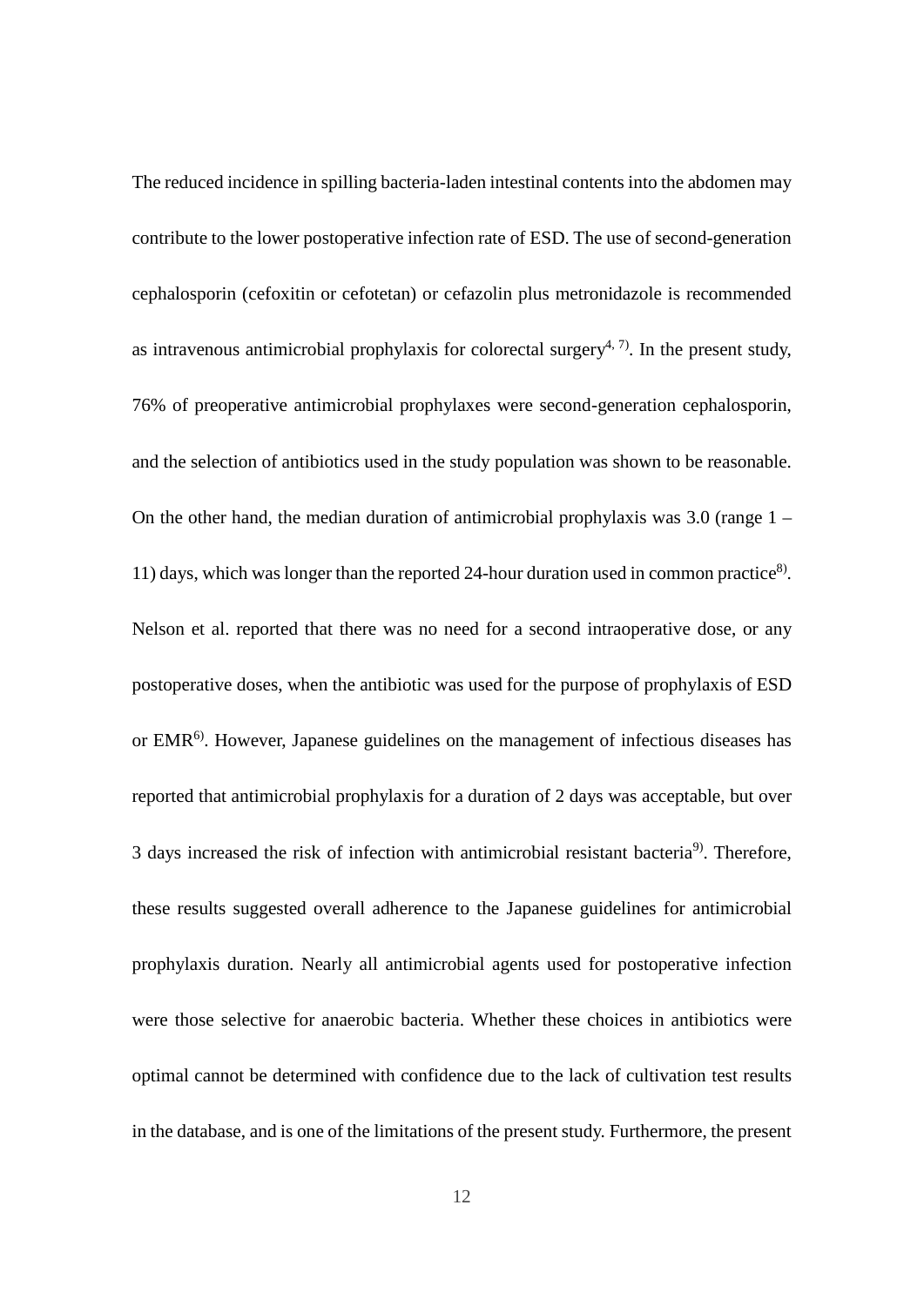The reduced incidence in spilling bacteria-laden intestinal contents into the abdomen may contribute to the lower postoperative infection rate of ESD. The use of second-generation cephalosporin (cefoxitin or cefotetan) or cefazolin plus metronidazole is recommended as intravenous antimicrobial prophylaxis for colorectal surgery[4, 7)]. In the present study, 76% of preoperative antimicrobial prophylaxes were second-generation cephalosporin, and the selection of antibiotics used in the study population was shown to be reasonable. On the other hand, the median duration of antimicrobial prophylaxis was 3.0 (range 1 – 11) days, which was longer than the reported 24-hour duration used in common practice[8)]. Nelson et al. reported that there was no need for a second intraoperative dose, or any postoperative doses, when the antibiotic was used for the purpose of prophylaxis of ESD or EMR[6)]. However, Japanese guidelines on the management of infectious diseases has reported that antimicrobial prophylaxis for a duration of 2 days was acceptable, but over 3 days increased the risk of infection with antimicrobial resistant bacteria[9)]. Therefore, these results suggested overall adherence to the Japanese guidelines for antimicrobial prophylaxis duration. Nearly all antimicrobial agents used for postoperative infection were those selective for anaerobic bacteria. Whether these choices in antibiotics were optimal cannot be determined with confidence due to the lack of cultivation test results in the database, and is one of the limitations of the present study. Furthermore, the present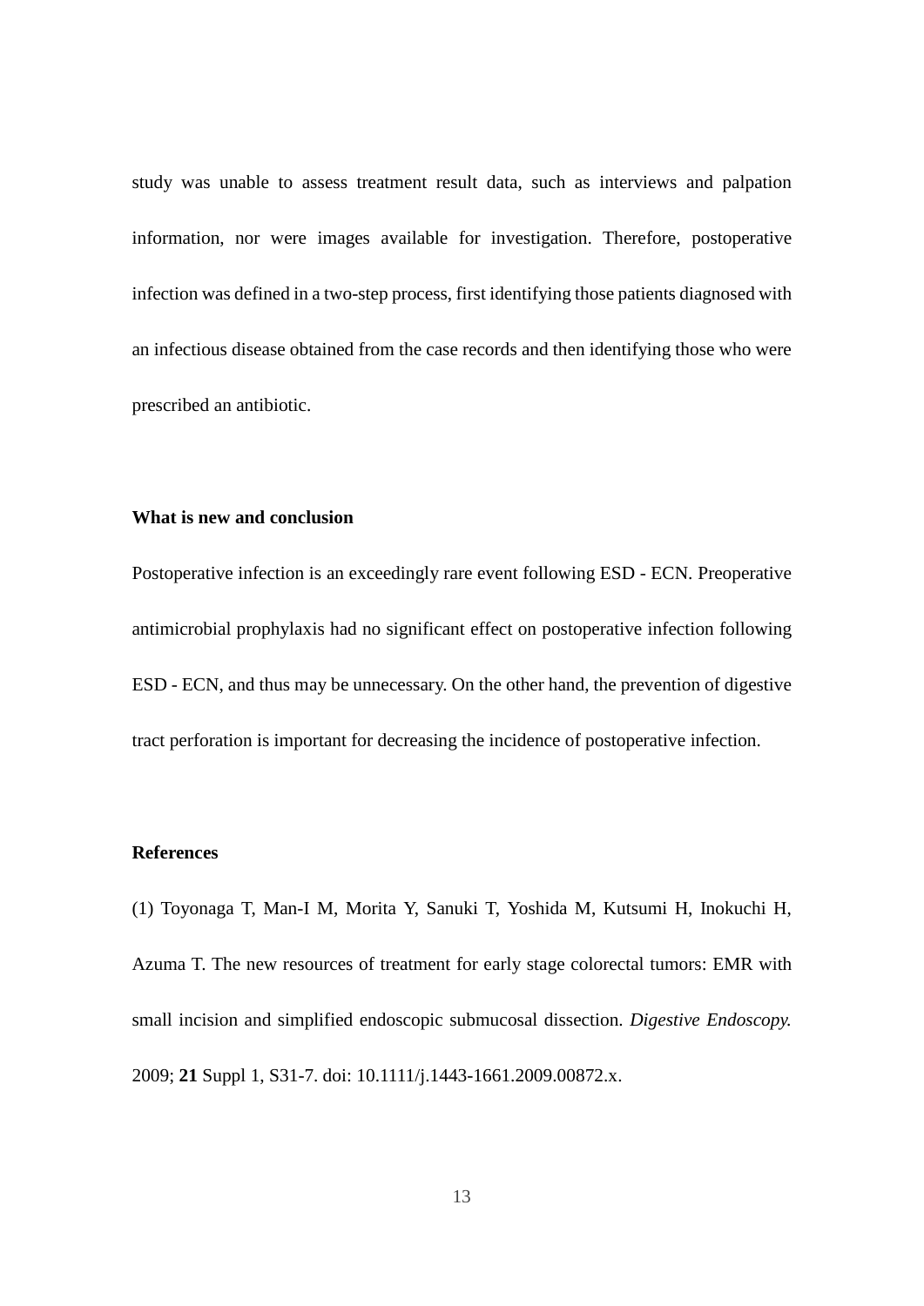study was unable to assess treatment result data, such as interviews and palpation information, nor were images available for investigation. Therefore, postoperative infection was defined in a two-step process, first identifying those patients diagnosed with an infectious disease obtained from the case records and then identifying those who were prescribed an antibiotic.

**What is new and conclusion**

Postoperative infection is an exceedingly rare event following ESD - ECN. Preoperative antimicrobial prophylaxis had no significant effect on postoperative infection following ESD - ECN, and thus may be unnecessary. On the other hand, the prevention of digestive tract perforation is important for decreasing the incidence of postoperative infection.

**References**

(1) Toyonaga T, Man-I M, Morita Y, Sanuki T, Yoshida M, Kutsumi H, Inokuchi H, Azuma T. The new resources of treatment for early stage colorectal tumors: EMR with small incision and simplified endoscopic submucosal dissection. *Digestive Endoscopy.* 2009; **21** Suppl 1, S31-7. doi: 10.1111/j.1443-1661.2009.00872.x.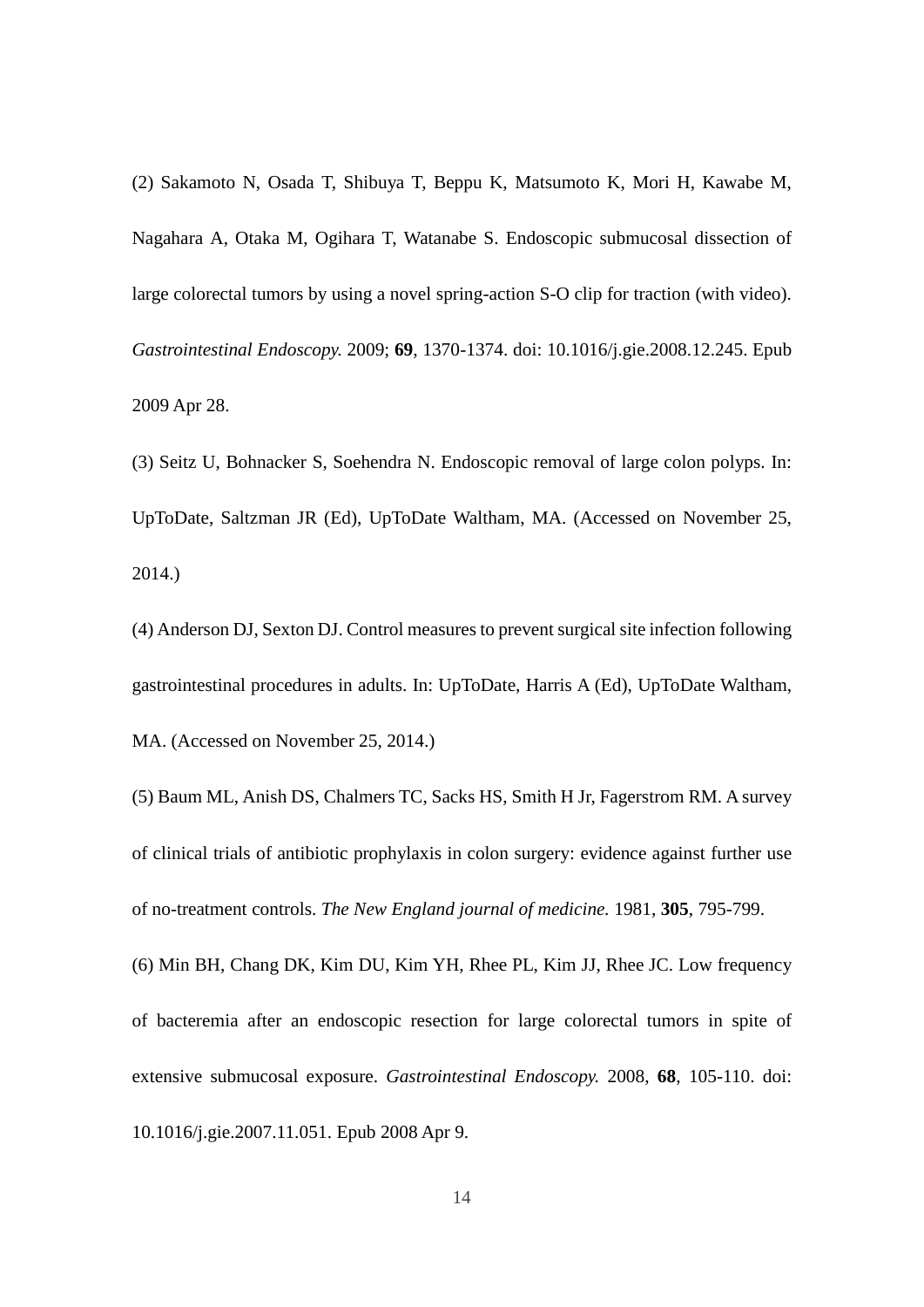(2) Sakamoto N, Osada T, Shibuya T, Beppu K, Matsumoto K, Mori H, Kawabe M, Nagahara A, Otaka M, Ogihara T, Watanabe S. Endoscopic submucosal dissection of large colorectal tumors by using a novel spring-action S-O clip for traction (with video). *Gastrointestinal Endoscopy.* 2009; **69**, 1370-1374. doi: 10.1016/j.gie.2008.12.245. Epub 2009 Apr 28.

(3) Seitz U, Bohnacker S, Soehendra N. Endoscopic removal of large colon polyps. In: UpToDate, Saltzman JR (Ed), UpToDate Waltham, MA. (Accessed on November 25, 2014.)

(4) Anderson DJ, Sexton DJ. Control measures to prevent surgical site infection following gastrointestinal procedures in adults. In: UpToDate, Harris A (Ed), UpToDate Waltham, MA. (Accessed on November 25, 2014.)

(5) Baum ML, Anish DS, Chalmers TC, Sacks HS, Smith H Jr, Fagerstrom RM. A survey of clinical trials of antibiotic prophylaxis in colon surgery: evidence against further use of no-treatment controls. *The New England journal of medicine.* 1981, **305**, 795-799.

(6) Min BH, Chang DK, Kim DU, Kim YH, Rhee PL, Kim JJ, Rhee JC. Low frequency of bacteremia after an endoscopic resection for large colorectal tumors in spite of extensive submucosal exposure. *Gastrointestinal Endoscopy.* 2008, **68**, 105-110. doi: 10.1016/j.gie.2007.11.051. Epub 2008 Apr 9.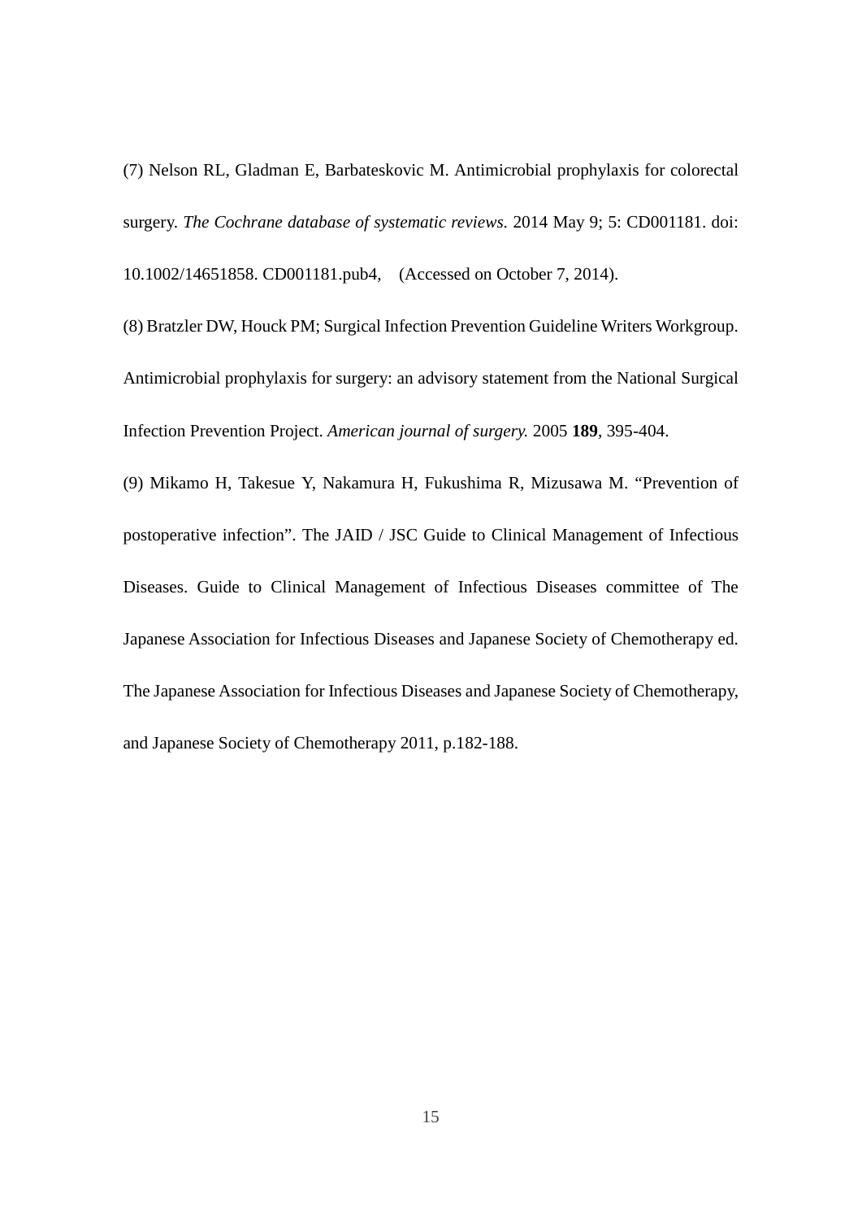(7) Nelson RL, Gladman E, Barbateskovic M. Antimicrobial prophylaxis for colorectal surgery. *The Cochrane database of systematic reviews.* 2014 May 9; 5: CD001181. doi: 10.1002/14651858. CD001181.pub4, (Accessed on October 7, 2014).

(8) Bratzler DW, Houck PM; Surgical Infection Prevention Guideline Writers Workgroup. Antimicrobial prophylaxis for surgery: an advisory statement from the National Surgical Infection Prevention Project. *American journal of surgery.* 2005 **189**, 395-404.

(9) Mikamo H, Takesue Y, Nakamura H, Fukushima R, Mizusawa M. “Prevention of postoperative infection”. The JAID / JSC Guide to Clinical Management of Infectious Diseases. Guide to Clinical Management of Infectious Diseases committee of The Japanese Association for Infectious Diseases and Japanese Society of Chemotherapy ed. The Japanese Association for Infectious Diseases and Japanese Society of Chemotherapy, and Japanese Society of Chemotherapy 2011, p.182-188.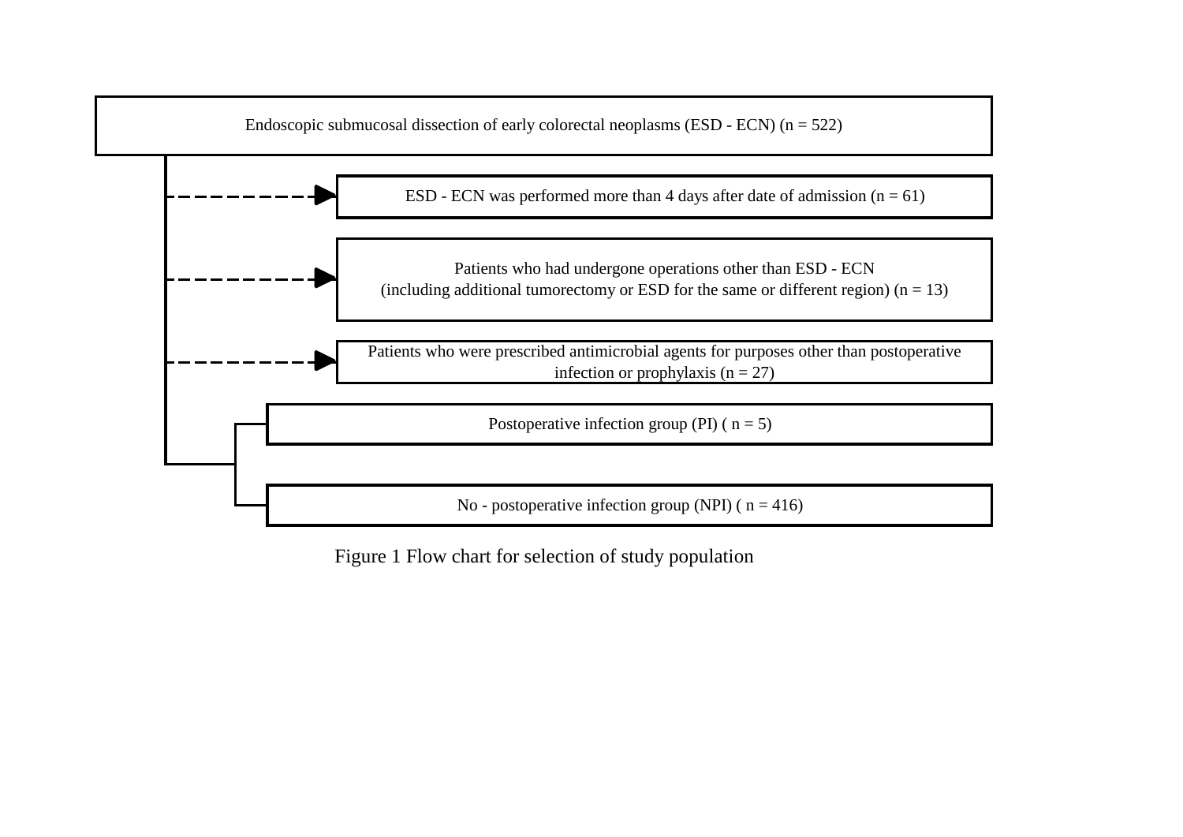Endoscopic submucosal dissection of early colorectal neoplasms (ESD - ECN) (n = 522)

- ESD - ECN was performed more than 4 days after date of admission (n = 61)
- Patients who had undergone operations other than ESD - ECN (including additional tumorectomy or ESD for the same or different region) (n = 13)
- Patients who were prescribed antimicrobial agents for purposes other than postoperative infection or prophylaxis (n = 27)

Postoperative infection group (PI) ( n = 5)

No - postoperative infection group (NPI) ( n = 416)

Figure 1 Flow chart for selection of study population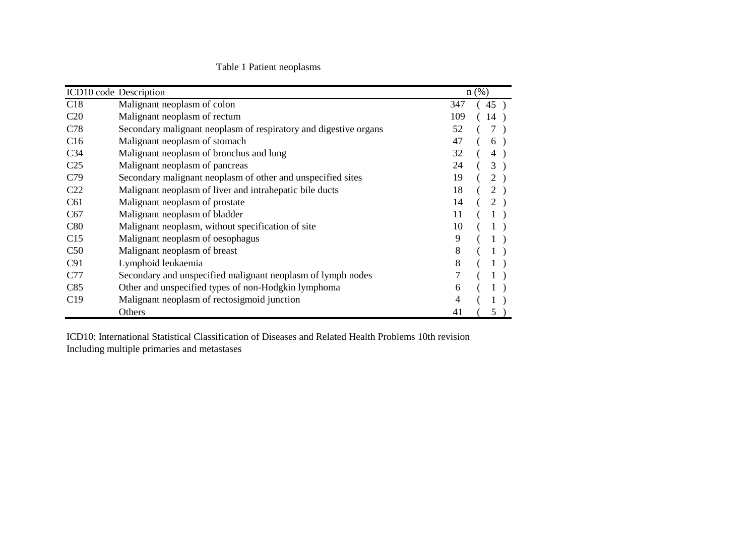Table 1 Patient neoplasms

| ICD10 code | Description | n (%) |
|---|---|---|
| C18 | Malignant neoplasm of colon | 347 (45) |
| C20 | Malignant neoplasm of rectum | 109 (14) |
| C78 | Secondary malignant neoplasm of respiratory and digestive organs | 52 (7) |
| C16 | Malignant neoplasm of stomach | 47 (6) |
| C34 | Malignant neoplasm of bronchus and lung | 32 (4) |
| C25 | Malignant neoplasm of pancreas | 24 (3) |
| C79 | Secondary malignant neoplasm of other and unspecified sites | 19 (2) |
| C22 | Malignant neoplasm of liver and intrahepatic bile ducts | 18 (2) |
| C61 | Malignant neoplasm of prostate | 14 (2) |
| C67 | Malignant neoplasm of bladder | 11 (1) |
| C80 | Malignant neoplasm, without specification of site | 10 (1) |
| C15 | Malignant neoplasm of oesophagus | 9 (1) |
| C50 | Malignant neoplasm of breast | 8 (1) |
| C91 | Lymphoid leukaemia | 8 (1) |
| C77 | Secondary and unspecified malignant neoplasm of lymph nodes | 7 (1) |
| C85 | Other and unspecified types of non-Hodgkin lymphoma | 6 (1) |
| C19 | Malignant neoplasm of rectosigmoid junction | 4 (1) |
| | Others | 41 (5) |

ICD10: International Statistical Classification of Diseases and Related Health Problems 10th revision
Including multiple primaries and metastases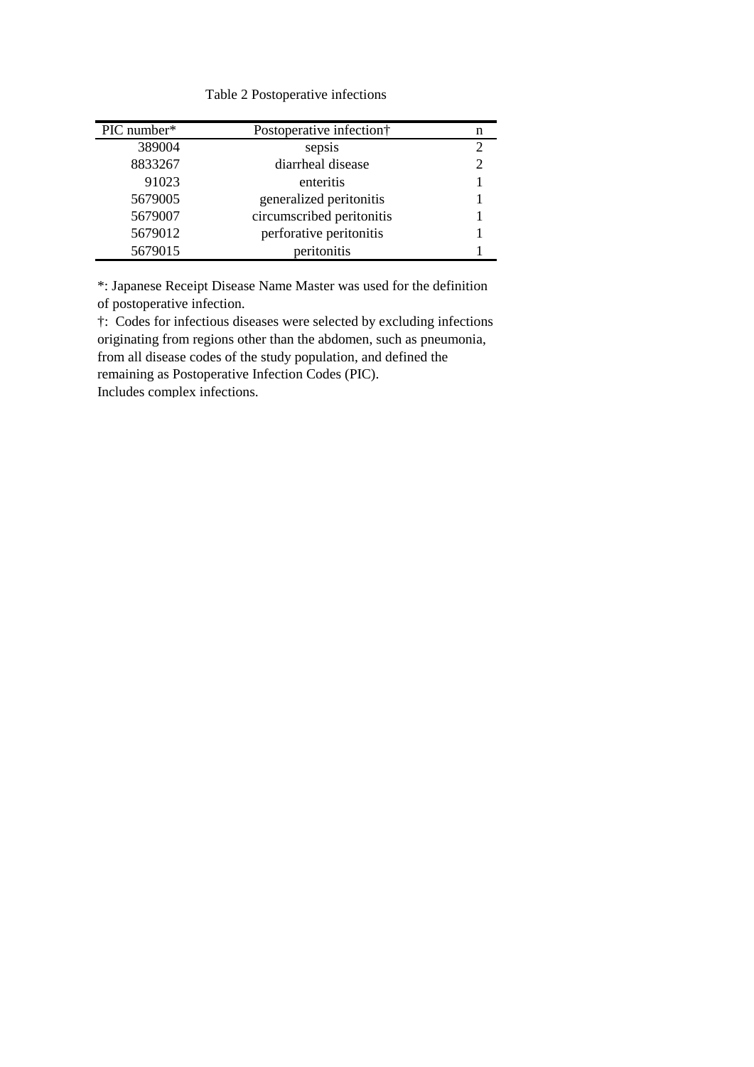Table 2 Postoperative infections

| PIC number* | Postoperative infection† | n |
|---|---|---|
| 389004 | sepsis | 2 |
| 8833267 | diarrheal disease | 2 |
| 91023 | enteritis | 1 |
| 5679005 | generalized peritonitis | 1 |
| 5679007 | circumscribed peritonitis | 1 |
| 5679012 | perforative peritonitis | 1 |
| 5679015 | peritonitis | 1 |

*: Japanese Receipt Disease Name Master was used for the definition of postoperative infection.

†: Codes for infectious diseases were selected by excluding infections originating from regions other than the abdomen, such as pneumonia, from all disease codes of the study population, and defined the remaining as Postoperative Infection Codes (PIC).

Includes complex infections.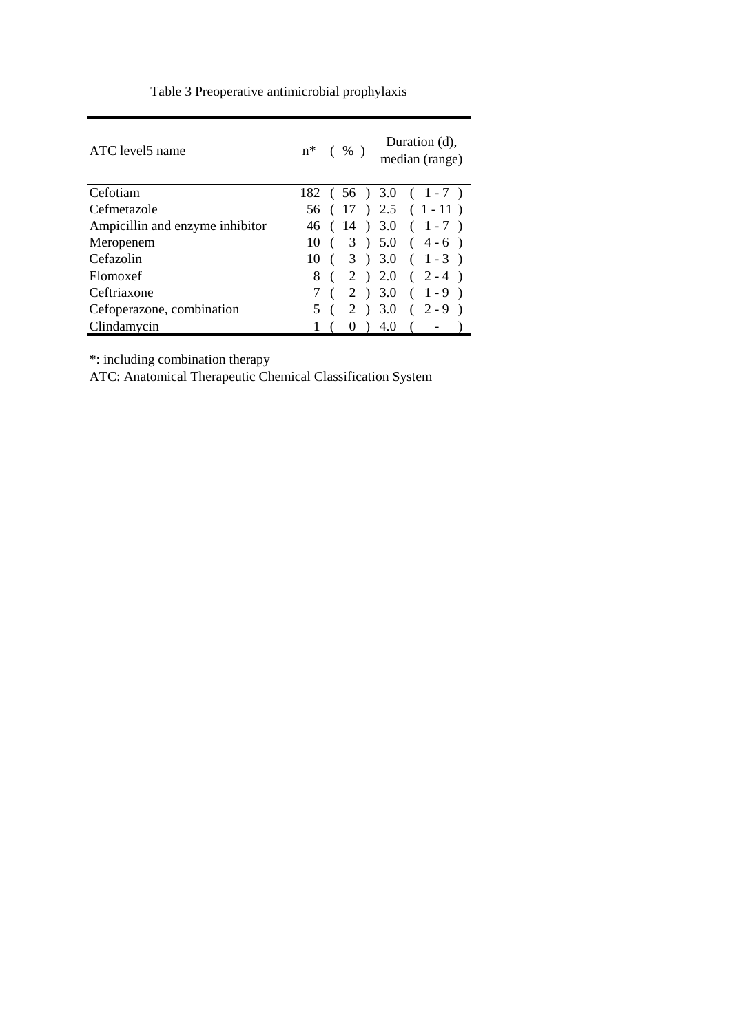Table 3 Preoperative antimicrobial prophylaxis

| ATC level5 name | n* | ( % ) | Duration (d), median (range) |
|---|---|---|---|
| Cefotiam | 182 | ( 56 ) | 3.0 ( 1 - 7 ) |
| Cefmetazole | 56 | ( 17 ) | 2.5 ( 1 - 11 ) |
| Ampicillin and enzyme inhibitor | 46 | ( 14 ) | 3.0 ( 1 - 7 ) |
| Meropenem | 10 | ( 3 ) | 5.0 ( 4 - 6 ) |
| Cefazolin | 10 | ( 3 ) | 3.0 ( 1 - 3 ) |
| Flomoxef | 8 | ( 2 ) | 2.0 ( 2 - 4 ) |
| Ceftriaxone | 7 | ( 2 ) | 3.0 ( 1 - 9 ) |
| Cefoperazone, combination | 5 | ( 2 ) | 3.0 ( 2 - 9 ) |
| Clindamycin | 1 | ( 0 ) | 4.0 ( - ) |

*: including combination therapy

ATC: Anatomical Therapeutic Chemical Classification System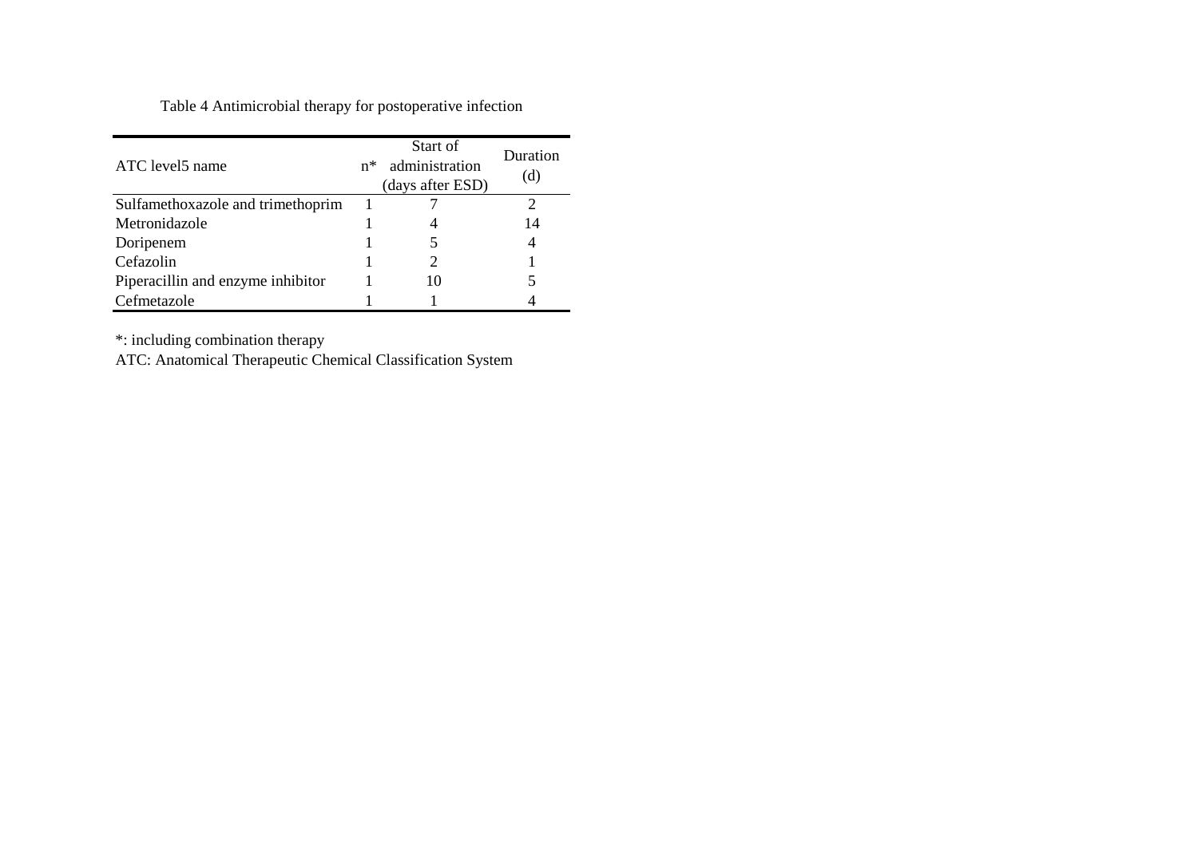Table 4 Antimicrobial therapy for postoperative infection

| ATC level5 name | n* | Start of administration (days after ESD) | Duration (d) |
| --- | --- | --- | --- |
| Sulfamethoxazole and trimethoprim | 1 | 7 | 2 |
| Metronidazole | 1 | 4 | 14 |
| Doripenem | 1 | 5 | 4 |
| Cefazolin | 1 | 2 | 1 |
| Piperacillin and enzyme inhibitor | 1 | 10 | 5 |
| Cefmetazole | 1 | 1 | 4 |

*: including combination therapy

ATC: Anatomical Therapeutic Chemical Classification System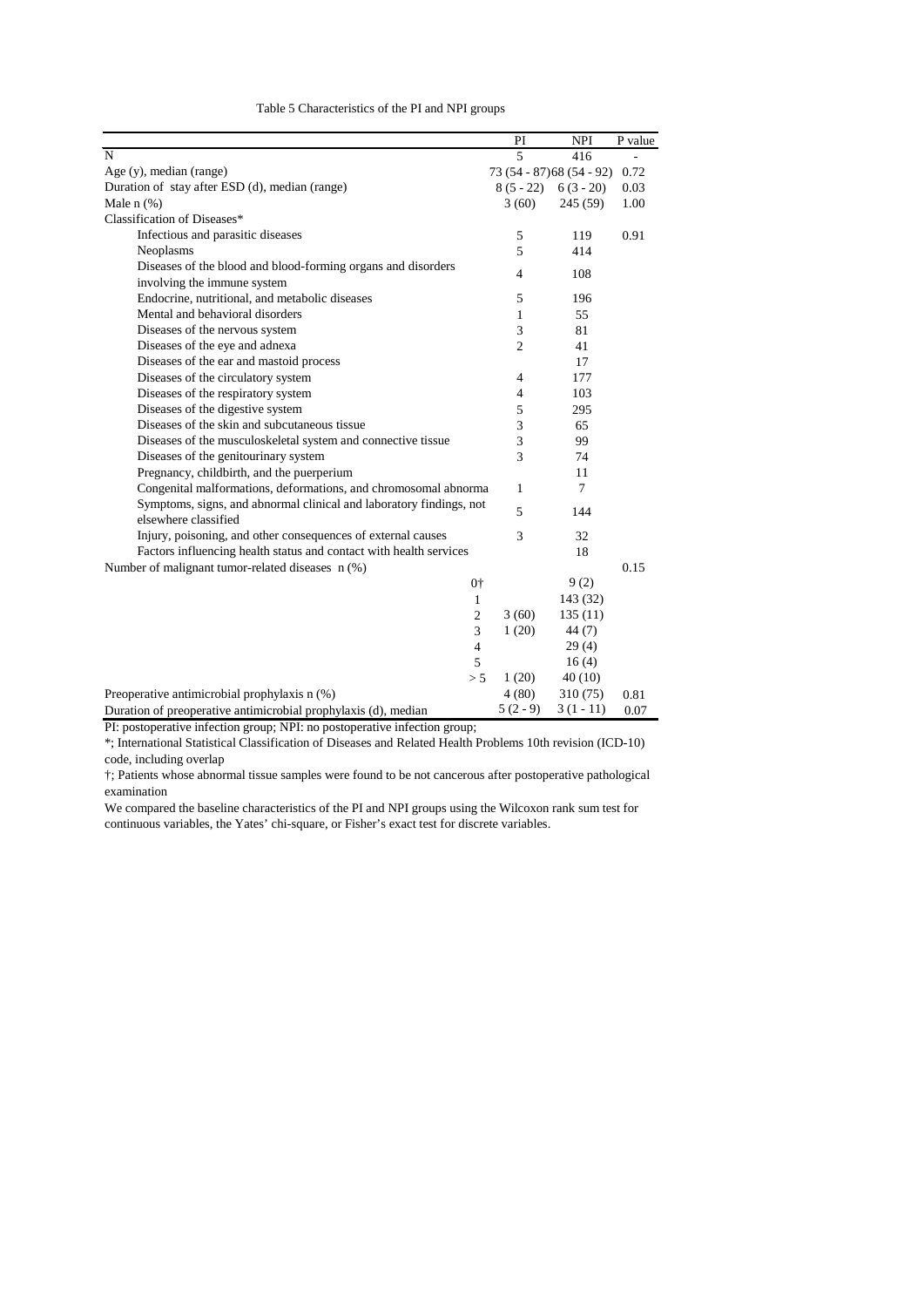Table 5 Characteristics of the PI and NPI groups

| | PI | NPI | P value |
|---|---|---|---|
| N | 5 | 416 | - |
| Age (y), median (range) | 73 (54 - 87) | 68 (54 - 92) | 0.72 |
| Duration of stay after ESD (d), median (range) | 8 (5 - 22) | 6 (3 - 20) | 0.03 |
| Male n (%) | 3 (60) | 245 (59) | 1.00 |
| Classification of Diseases* | | | |
| Infectious and parasitic diseases | 5 | 119 | 0.91 |
| Neoplasms | 5 | 414 | |
| Diseases of the blood and blood-forming organs and disorders involving the immune system | 4 | 108 | |
| Endocrine, nutritional, and metabolic diseases | 5 | 196 | |
| Mental and behavioral disorders | 1 | 55 | |
| Diseases of the nervous system | 3 | 81 | |
| Diseases of the eye and adnexa | 2 | 41 | |
| Diseases of the ear and mastoid process | | 17 | |
| Diseases of the circulatory system | 4 | 177 | |
| Diseases of the respiratory system | 4 | 103 | |
| Diseases of the digestive system | 5 | 295 | |
| Diseases of the skin and subcutaneous tissue | 3 | 65 | |
| Diseases of the musculoskeletal system and connective tissue | 3 | 99 | |
| Diseases of the genitourinary system | 3 | 74 | |
| Pregnancy, childbirth, and the puerperium | | 11 | |
| Congenital malformations, deformations, and chromosomal abnorma | 1 | 7 | |
| Symptoms, signs, and abnormal clinical and laboratory findings, not elsewhere classified | 5 | 144 | |
| Injury, poisoning, and other consequences of external causes | 3 | 32 | |
| Factors influencing health status and contact with health services | | 18 | |
| Number of malignant tumor-related diseases n (%) | | | 0.15 |
| 0† | | 9 (2) | |
| 1 | | 143 (32) | |
| 2 | 3 (60) | 135 (11) | |
| 3 | 1 (20) | 44 (7) | |
| 4 | | 29 (4) | |
| 5 | | 16 (4) | |
| > 5 | 1 (20) | 40 (10) | |
| Preoperative antimicrobial prophylaxis n (%) | 4 (80) | 310 (75) | 0.81 |
| Duration of preoperative antimicrobial prophylaxis (d), median | 5 (2 - 9) | 3 (1 - 11) | 0.07 |

PI: postoperative infection group; NPI: no postoperative infection group;

*; International Statistical Classification of Diseases and Related Health Problems 10th revision (ICD-10) code, including overlap

†; Patients whose abnormal tissue samples were found to be not cancerous after postoperative pathological examination

We compared the baseline characteristics of the PI and NPI groups using the Wilcoxon rank sum test for continuous variables, the Yates' chi-square, or Fisher's exact test for discrete variables.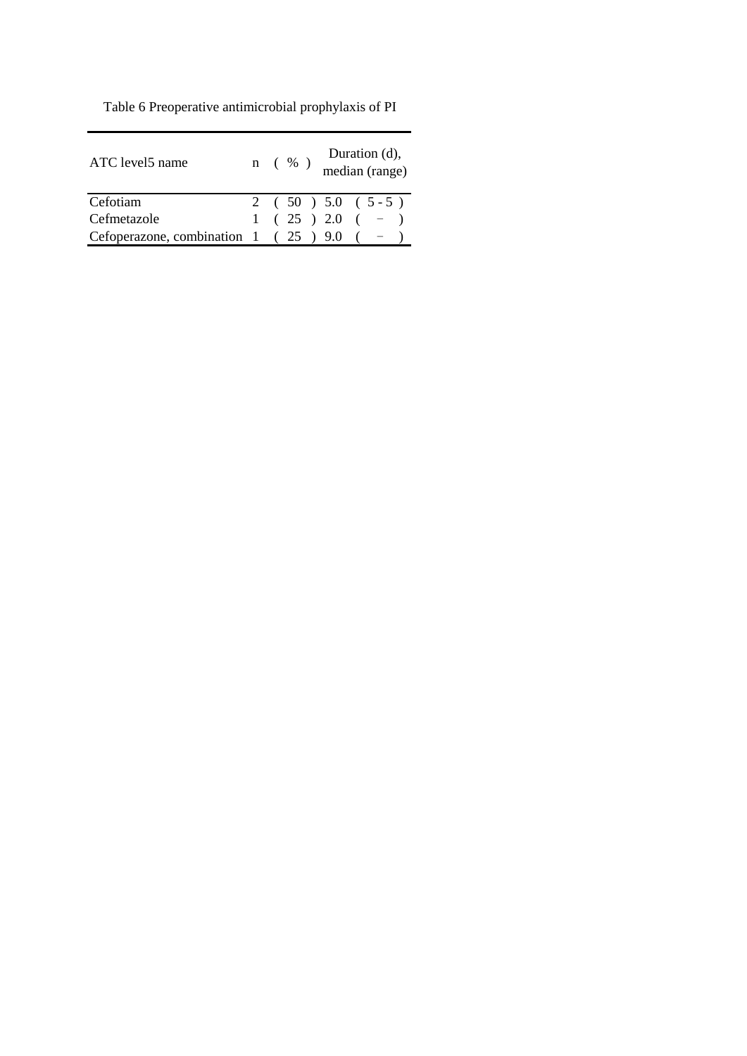Table 6 Preoperative antimicrobial prophylaxis of PI

| ATC level5 name | n (%) | Duration (d), median (range) |
|---|---|---|
| Cefotiam | 2 (50) | 5.0 (5 - 5) |
| Cefmetazole | 1 (25) | 2.0 (−) |
| Cefoperazone, combination | 1 (25) | 9.0 (−) |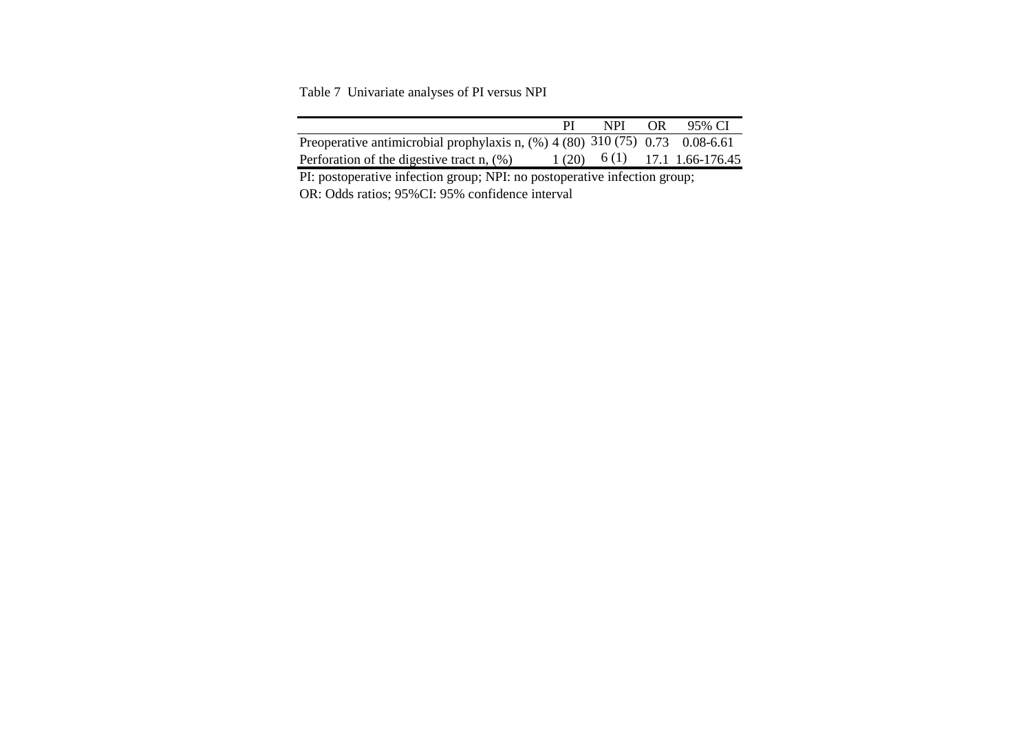Table 7 Univariate analyses of PI versus NPI

| | PI | NPI | OR | 95% CI |
|---|---|---|---|---|
| Preoperative antimicrobial prophylaxis n, (%) | 4 (80) | 310 (75) | 0.73 | 0.08-6.61 |
| Perforation of the digestive tract n, (%) | 1 (20) | 6 (1) | 17.1 | 1.66-176.45 |

PI: postoperative infection group; NPI: no postoperative infection group;

OR: Odds ratios; 95%CI: 95% confidence interval